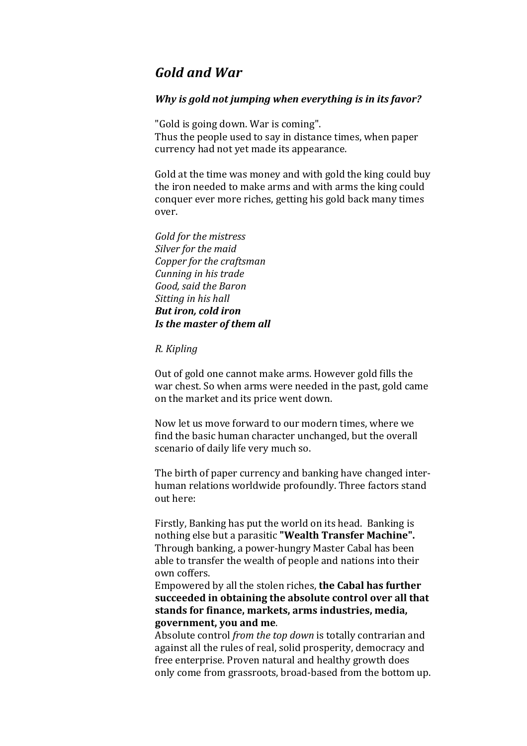## *Gold and War*

### *Why is gold not jumping when everything is in its favor?*

"Gold is going down. War is coming".
Thus the people used to say in distance times, when paper currency had not yet made its appearance.

Gold at the time was money and with gold the king could buy the iron needed to make arms and with arms the king could conquer ever more riches, getting his gold back many times over.

*Gold for the mistress*
*Silver for the maid*
*Copper for the craftsman*
*Cunning in his trade*
*Good, said the Baron*
*Sitting in his hall*
***But iron, cold iron***
***Is the master of them all***

*R. Kipling*

Out of gold one cannot make arms. However gold fills the war chest. So when arms were needed in the past, gold came on the market and its price went down.

Now let us move forward to our modern times, where we find the basic human character unchanged, but the overall scenario of daily life very much so.

The birth of paper currency and banking have changed inter-human relations worldwide profoundly. Three factors stand out here:

Firstly, Banking has put the world on its head. Banking is nothing else but a parasitic **"Wealth Transfer Machine".** Through banking, a power-hungry Master Cabal has been able to transfer the wealth of people and nations into their own coffers.
Empowered by all the stolen riches, **the Cabal has further succeeded in obtaining the absolute control over all that stands for finance, markets, arms industries, media, government, you and me**.
Absolute control *from the top down* is totally contrarian and against all the rules of real, solid prosperity, democracy and free enterprise. Proven natural and healthy growth does only come from grassroots, broad-based from the bottom up.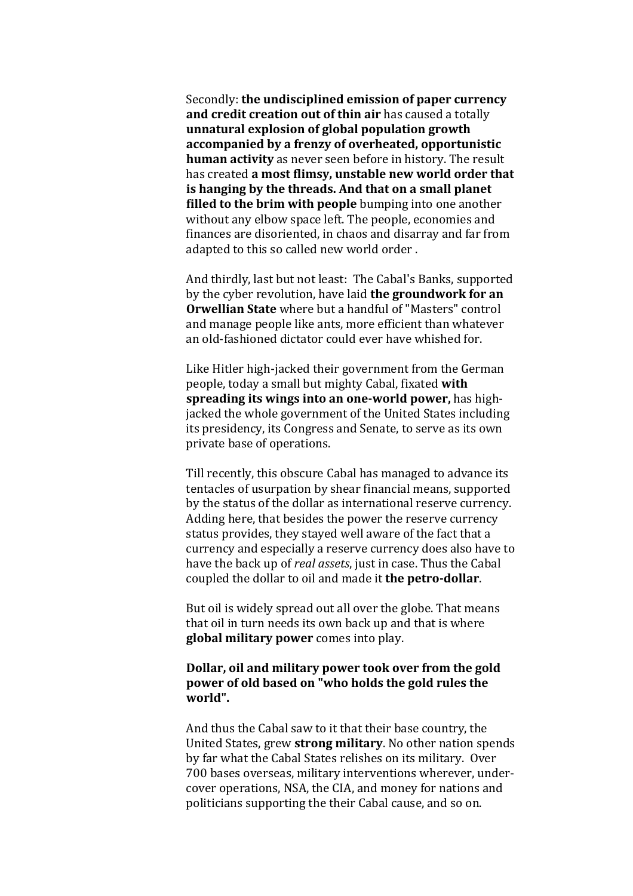Secondly: **the undisciplined emission of paper currency and credit creation out of thin air** has caused a totally **unnatural explosion of global population growth accompanied by a frenzy of overheated, opportunistic human activity** as never seen before in history. The result has created **a most flimsy, unstable new world order that is hanging by the threads. And that on a small planet filled to the brim with people** bumping into one another without any elbow space left. The people, economies and finances are disoriented, in chaos and disarray and far from adapted to this so called new world order .

And thirdly, last but not least: The Cabal's Banks, supported by the cyber revolution, have laid **the groundwork for an Orwellian State** where but a handful of "Masters" control and manage people like ants, more efficient than whatever an old-fashioned dictator could ever have whished for.

Like Hitler high-jacked their government from the German people, today a small but mighty Cabal, fixated **with spreading its wings into an one-world power,** has high-jacked the whole government of the United States including its presidency, its Congress and Senate, to serve as its own private base of operations.

Till recently, this obscure Cabal has managed to advance its tentacles of usurpation by shear financial means, supported by the status of the dollar as international reserve currency. Adding here, that besides the power the reserve currency status provides, they stayed well aware of the fact that a currency and especially a reserve currency does also have to have the back up of *real assets*, just in case. Thus the Cabal coupled the dollar to oil and made it **the petro-dollar**.

But oil is widely spread out all over the globe. That means that oil in turn needs its own back up and that is where **global military power** comes into play.

**Dollar, oil and military power took over from the gold power of old based on "who holds the gold rules the world".**

And thus the Cabal saw to it that their base country, the United States, grew **strong military**. No other nation spends by far what the Cabal States relishes on its military. Over 700 bases overseas, military interventions wherever, under-cover operations, NSA, the CIA, and money for nations and politicians supporting the their Cabal cause, and so on.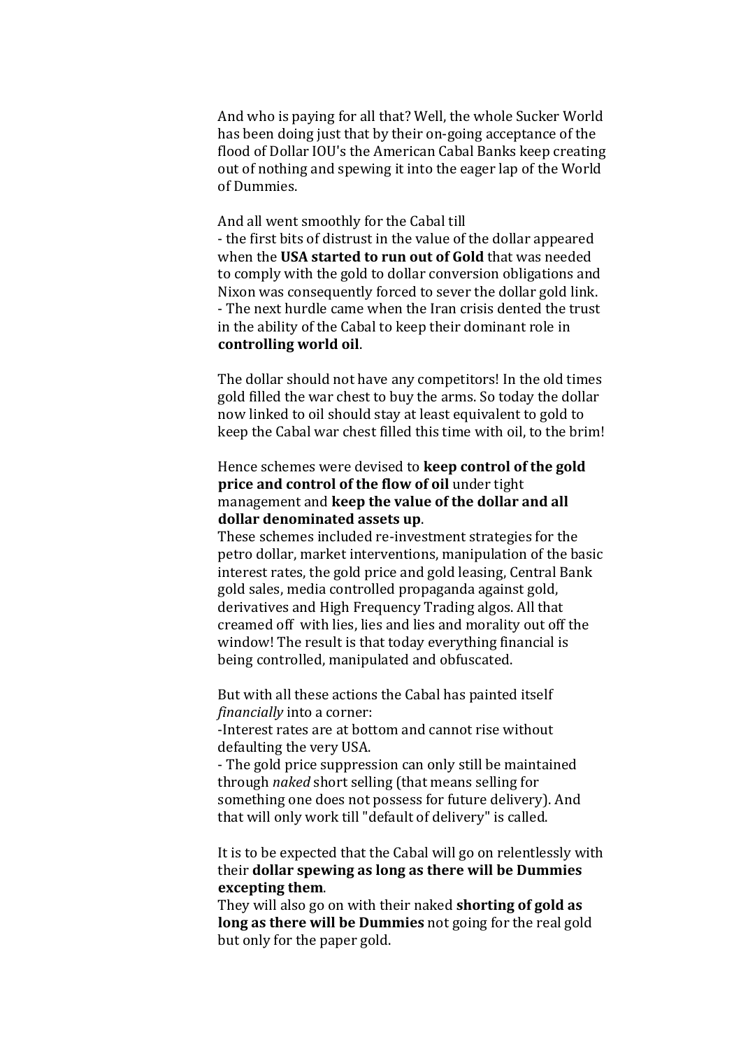And who is paying for all that? Well, the whole Sucker World has been doing just that by their on-going acceptance of the flood of Dollar IOU's the American Cabal Banks keep creating out of nothing and spewing it into the eager lap of the World of Dummies.

And all went smoothly for the Cabal till
- the first bits of distrust in the value of the dollar appeared when the **USA started to run out of Gold** that was needed to comply with the gold to dollar conversion obligations and Nixon was consequently forced to sever the dollar gold link.
- The next hurdle came when the Iran crisis dented the trust in the ability of the Cabal to keep their dominant role in **controlling world oil**.

The dollar should not have any competitors! In the old times gold filled the war chest to buy the arms. So today the dollar now linked to oil should stay at least equivalent to gold to keep the Cabal war chest filled this time with oil, to the brim!

Hence schemes were devised to **keep control of the gold price and control of the flow of oil** under tight management and **keep the value of the dollar and all dollar denominated assets up**.
These schemes included re-investment strategies for the petro dollar, market interventions, manipulation of the basic interest rates, the gold price and gold leasing, Central Bank gold sales, media controlled propaganda against gold, derivatives and High Frequency Trading algos. All that creamed off with lies, lies and lies and morality out off the window! The result is that today everything financial is being controlled, manipulated and obfuscated.

But with all these actions the Cabal has painted itself *financially* into a corner:
-Interest rates are at bottom and cannot rise without defaulting the very USA.
- The gold price suppression can only still be maintained through *naked* short selling (that means selling for something one does not possess for future delivery). And that will only work till "default of delivery" is called.

It is to be expected that the Cabal will go on relentlessly with their **dollar spewing as long as there will be Dummies excepting them**.
They will also go on with their naked **shorting of gold as long as there will be Dummies** not going for the real gold but only for the paper gold.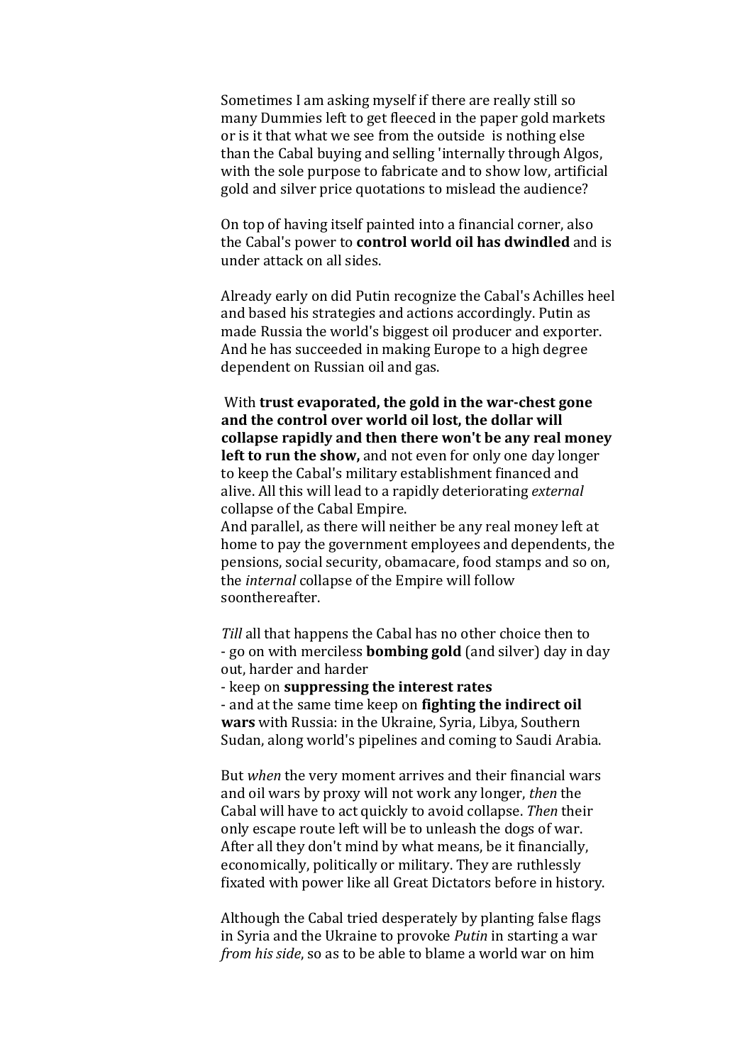Sometimes I am asking myself if there are really still so many Dummies left to get fleeced in the paper gold markets or is it that what we see from the outside is nothing else than the Cabal buying and selling 'internally through Algos, with the sole purpose to fabricate and to show low, artificial gold and silver price quotations to mislead the audience?

On top of having itself painted into a financial corner, also the Cabal's power to **control world oil has dwindled** and is under attack on all sides.

Already early on did Putin recognize the Cabal's Achilles heel and based his strategies and actions accordingly. Putin as made Russia the world's biggest oil producer and exporter. And he has succeeded in making Europe to a high degree dependent on Russian oil and gas.

With **trust evaporated, the gold in the war-chest gone and the control over world oil lost, the dollar will collapse rapidly and then there won't be any real money left to run the show,** and not even for only one day longer to keep the Cabal's military establishment financed and alive. All this will lead to a rapidly deteriorating *external* collapse of the Cabal Empire.
And parallel, as there will neither be any real money left at home to pay the government employees and dependents, the pensions, social security, obamacare, food stamps and so on, the *internal* collapse of the Empire will follow soonthereafter.

*Till* all that happens the Cabal has no other choice then to
- go on with merciless **bombing gold** (and silver) day in day out, harder and harder
- keep on **suppressing the interest rates**
- and at the same time keep on **fighting the indirect oil wars** with Russia: in the Ukraine, Syria, Libya, Southern Sudan, along world's pipelines and coming to Saudi Arabia.

But *when* the very moment arrives and their financial wars and oil wars by proxy will not work any longer, *then* the Cabal will have to act quickly to avoid collapse. *Then* their only escape route left will be to unleash the dogs of war. After all they don't mind by what means, be it financially, economically, politically or military. They are ruthlessly fixated with power like all Great Dictators before in history.

Although the Cabal tried desperately by planting false flags in Syria and the Ukraine to provoke *Putin* in starting a war *from his side*, so as to be able to blame a world war on him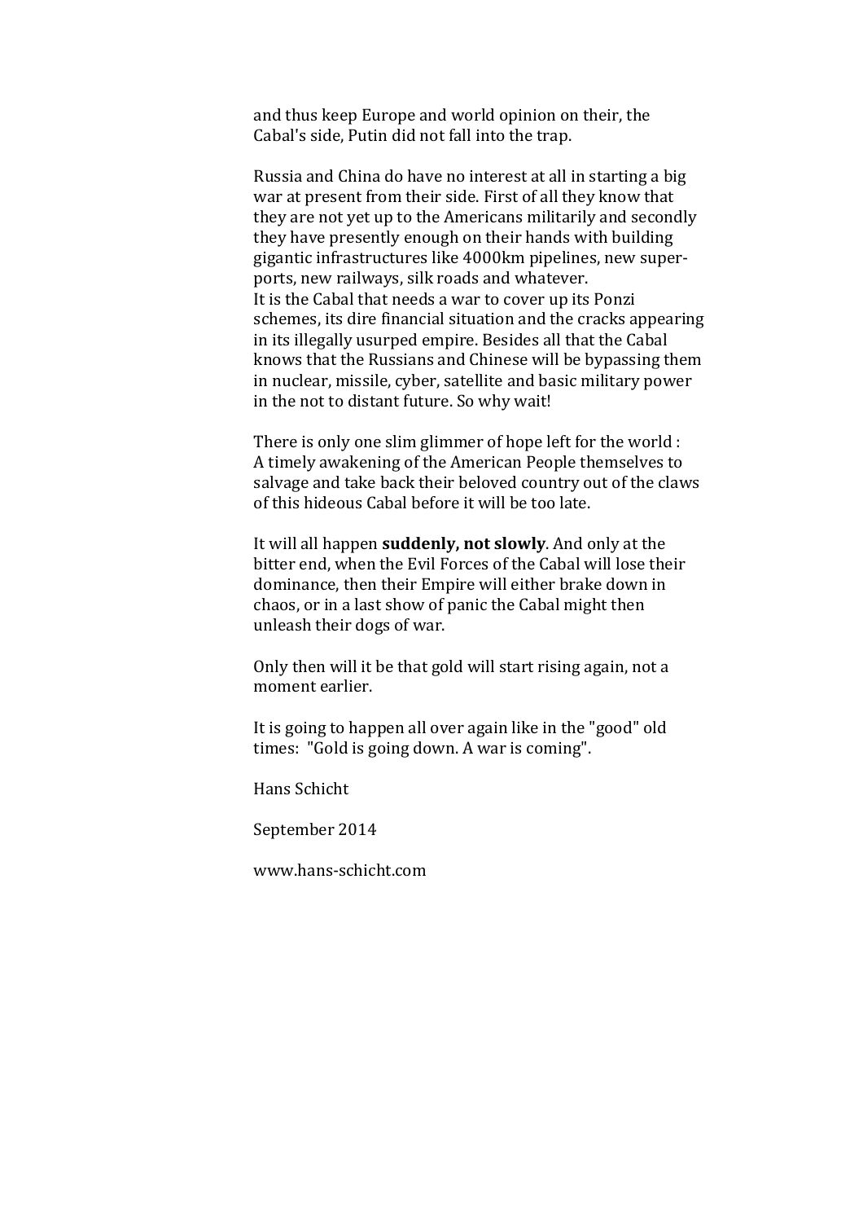and thus keep Europe and world opinion on their, the Cabal's side, Putin did not fall into the trap.

Russia and China do have no interest at all in starting a big war at present from their side. First of all they know that they are not yet up to the Americans militarily and secondly they have presently enough on their hands with building gigantic infrastructures like 4000km pipelines, new super-ports, new railways, silk roads and whatever.
It is the Cabal that needs a war to cover up its Ponzi schemes, its dire financial situation and the cracks appearing in its illegally usurped empire. Besides all that the Cabal knows that the Russians and Chinese will be bypassing them in nuclear, missile, cyber, satellite and basic military power in the not to distant future. So why wait!

There is only one slim glimmer of hope left for the world :
A timely awakening of the American People themselves to salvage and take back their beloved country out of the claws of this hideous Cabal before it will be too late.

It will all happen **suddenly, not slowly**. And only at the bitter end, when the Evil Forces of the Cabal will lose their dominance, then their Empire will either brake down in chaos, or in a last show of panic the Cabal might then unleash their dogs of war.

Only then will it be that gold will start rising again, not a moment earlier.

It is going to happen all over again like in the "good" old times: "Gold is going down. A war is coming".

Hans Schicht

September 2014

www.hans-schicht.com